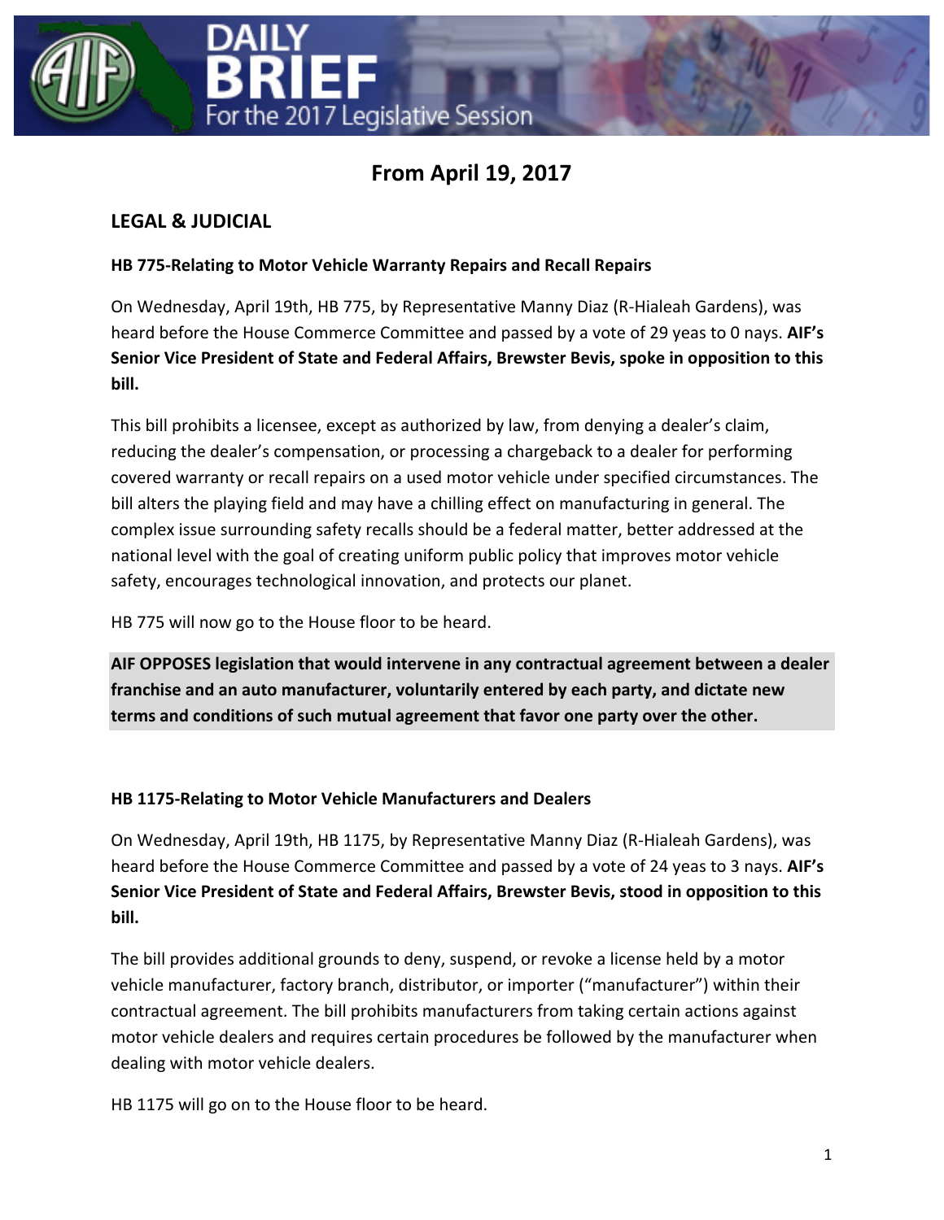# DAILY BRIEF For the 2017 Legislative Session

## From April 19, 2017

## LEGAL & JUDICIAL

### HB 775-Relating to Motor Vehicle Warranty Repairs and Recall Repairs

On Wednesday, April 19th, HB 775, by Representative Manny Diaz (R-Hialeah Gardens), was heard before the House Commerce Committee and passed by a vote of 29 yeas to 0 nays. **AIF's Senior Vice President of State and Federal Affairs, Brewster Bevis, spoke in opposition to this bill.**

This bill prohibits a licensee, except as authorized by law, from denying a dealer's claim, reducing the dealer's compensation, or processing a chargeback to a dealer for performing covered warranty or recall repairs on a used motor vehicle under specified circumstances. The bill alters the playing field and may have a chilling effect on manufacturing in general. The complex issue surrounding safety recalls should be a federal matter, better addressed at the national level with the goal of creating uniform public policy that improves motor vehicle safety, encourages technological innovation, and protects our planet.

HB 775 will now go to the House floor to be heard.

**AIF OPPOSES legislation that would intervene in any contractual agreement between a dealer franchise and an auto manufacturer, voluntarily entered by each party, and dictate new terms and conditions of such mutual agreement that favor one party over the other.**

### HB 1175-Relating to Motor Vehicle Manufacturers and Dealers

On Wednesday, April 19th, HB 1175, by Representative Manny Diaz (R-Hialeah Gardens), was heard before the House Commerce Committee and passed by a vote of 24 yeas to 3 nays. **AIF's Senior Vice President of State and Federal Affairs, Brewster Bevis, stood in opposition to this bill.**

The bill provides additional grounds to deny, suspend, or revoke a license held by a motor vehicle manufacturer, factory branch, distributor, or importer ("manufacturer") within their contractual agreement. The bill prohibits manufacturers from taking certain actions against motor vehicle dealers and requires certain procedures be followed by the manufacturer when dealing with motor vehicle dealers.

HB 1175 will go on to the House floor to be heard.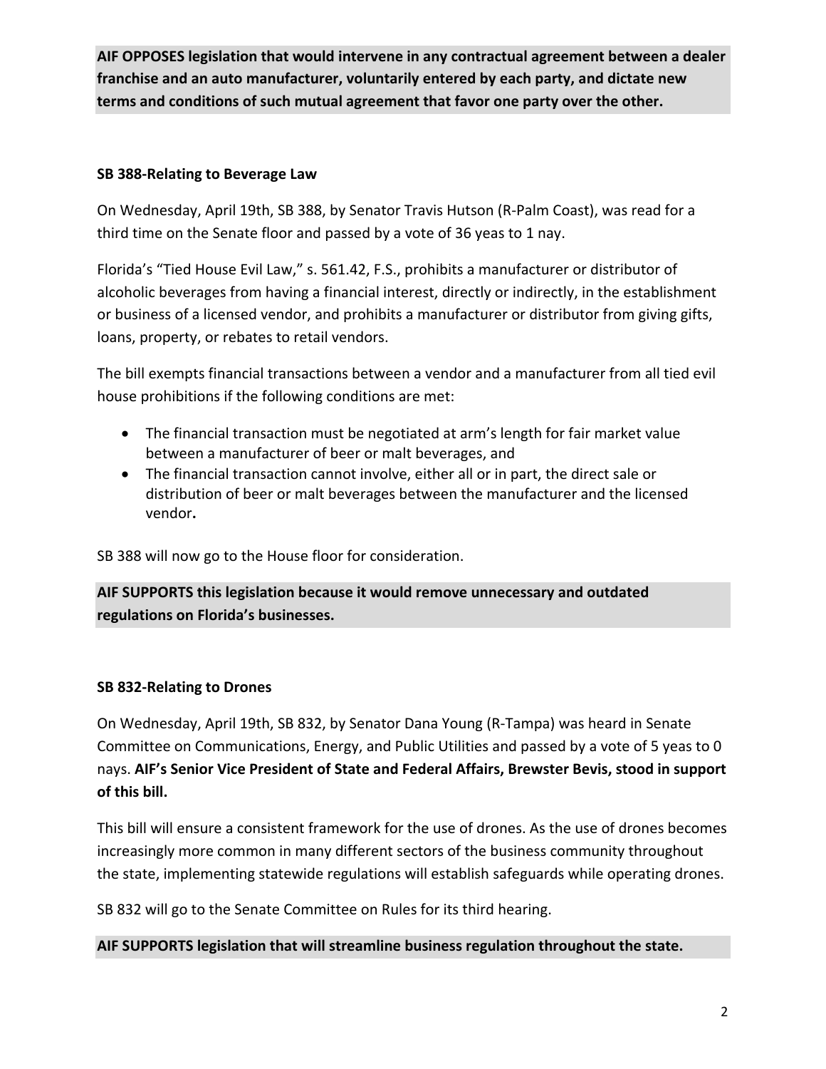**AIF OPPOSES legislation that would intervene in any contractual agreement between a dealer franchise and an auto manufacturer, voluntarily entered by each party, and dictate new terms and conditions of such mutual agreement that favor one party over the other.**

### SB 388-Relating to Beverage Law

On Wednesday, April 19th, SB 388, by Senator Travis Hutson (R-Palm Coast), was read for a third time on the Senate floor and passed by a vote of 36 yeas to 1 nay.

Florida's "Tied House Evil Law," s. 561.42, F.S., prohibits a manufacturer or distributor of alcoholic beverages from having a financial interest, directly or indirectly, in the establishment or business of a licensed vendor, and prohibits a manufacturer or distributor from giving gifts, loans, property, or rebates to retail vendors.

The bill exempts financial transactions between a vendor and a manufacturer from all tied evil house prohibitions if the following conditions are met:

- The financial transaction must be negotiated at arm's length for fair market value between a manufacturer of beer or malt beverages, and
- The financial transaction cannot involve, either all or in part, the direct sale or distribution of beer or malt beverages between the manufacturer and the licensed vendor.

SB 388 will now go to the House floor for consideration.

**AIF SUPPORTS this legislation because it would remove unnecessary and outdated regulations on Florida's businesses.**

### SB 832-Relating to Drones

On Wednesday, April 19th, SB 832, by Senator Dana Young (R-Tampa) was heard in Senate Committee on Communications, Energy, and Public Utilities and passed by a vote of 5 yeas to 0 nays. **AIF's Senior Vice President of State and Federal Affairs, Brewster Bevis, stood in support of this bill.**

This bill will ensure a consistent framework for the use of drones. As the use of drones becomes increasingly more common in many different sectors of the business community throughout the state, implementing statewide regulations will establish safeguards while operating drones.

SB 832 will go to the Senate Committee on Rules for its third hearing.

**AIF SUPPORTS legislation that will streamline business regulation throughout the state.**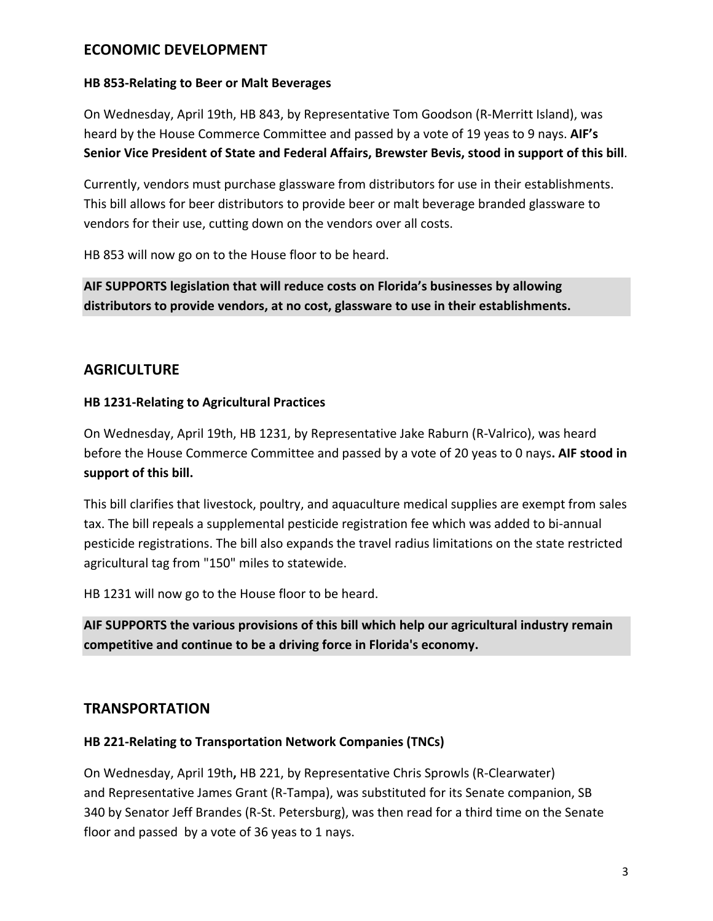## ECONOMIC DEVELOPMENT

### HB 853-Relating to Beer or Malt Beverages

On Wednesday, April 19th, HB 843, by Representative Tom Goodson (R-Merritt Island), was heard by the House Commerce Committee and passed by a vote of 19 yeas to 9 nays. **AIF's Senior Vice President of State and Federal Affairs, Brewster Bevis, stood in support of this bill**.

Currently, vendors must purchase glassware from distributors for use in their establishments. This bill allows for beer distributors to provide beer or malt beverage branded glassware to vendors for their use, cutting down on the vendors over all costs.

HB 853 will now go on to the House floor to be heard.

**AIF SUPPORTS legislation that will reduce costs on Florida's businesses by allowing distributors to provide vendors, at no cost, glassware to use in their establishments.**

## AGRICULTURE

### HB 1231-Relating to Agricultural Practices

On Wednesday, April 19th, HB 1231, by Representative Jake Raburn (R-Valrico), was heard before the House Commerce Committee and passed by a vote of 20 yeas to 0 nays**. AIF stood in support of this bill.**

This bill clarifies that livestock, poultry, and aquaculture medical supplies are exempt from sales tax. The bill repeals a supplemental pesticide registration fee which was added to bi-annual pesticide registrations. The bill also expands the travel radius limitations on the state restricted agricultural tag from "150" miles to statewide.

HB 1231 will now go to the House floor to be heard.

**AIF SUPPORTS the various provisions of this bill which help our agricultural industry remain competitive and continue to be a driving force in Florida's economy.**

## TRANSPORTATION

### HB 221-Relating to Transportation Network Companies (TNCs)

On Wednesday, April 19th**,** HB 221, by Representative Chris Sprowls (R-Clearwater) and Representative James Grant (R-Tampa), was substituted for its Senate companion, SB 340 by Senator Jeff Brandes (R-St. Petersburg), was then read for a third time on the Senate floor and passed by a vote of 36 yeas to 1 nays.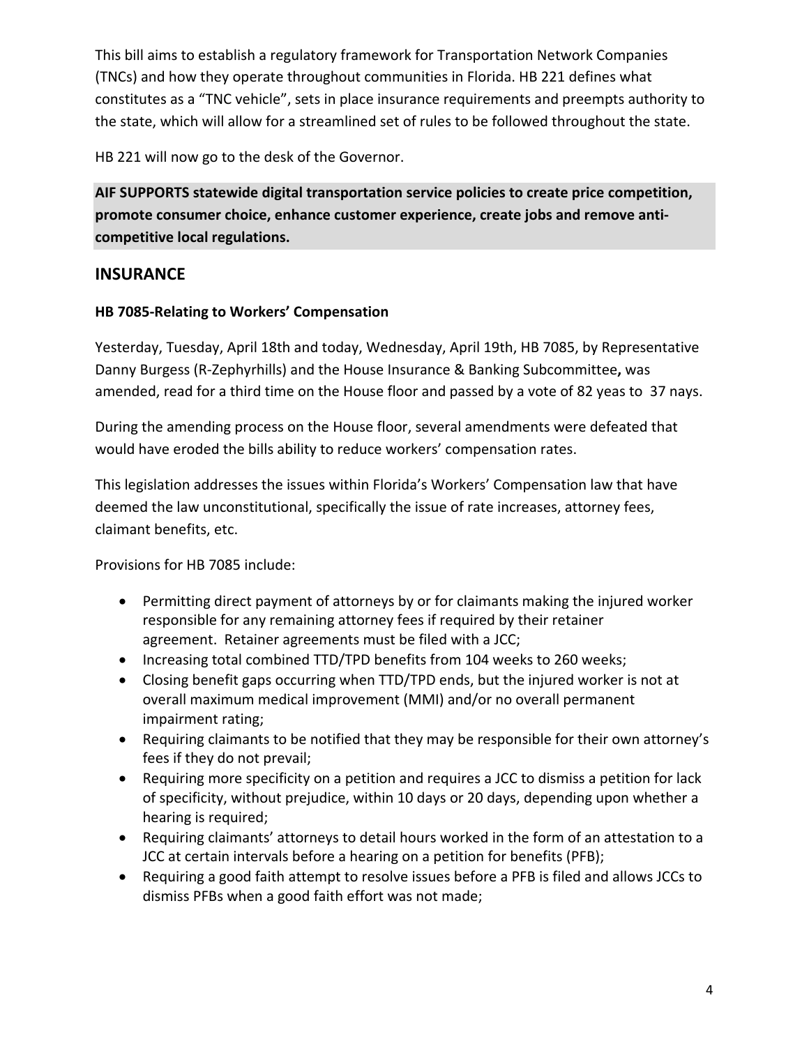This bill aims to establish a regulatory framework for Transportation Network Companies (TNCs) and how they operate throughout communities in Florida. HB 221 defines what constitutes as a "TNC vehicle", sets in place insurance requirements and preempts authority to the state, which will allow for a streamlined set of rules to be followed throughout the state.

HB 221 will now go to the desk of the Governor.

**AIF SUPPORTS statewide digital transportation service policies to create price competition, promote consumer choice, enhance customer experience, create jobs and remove anti-competitive local regulations.**

## INSURANCE

### HB 7085-Relating to Workers' Compensation

Yesterday, Tuesday, April 18th and today, Wednesday, April 19th, HB 7085, by Representative Danny Burgess (R-Zephyrhills) and the House Insurance & Banking Subcommittee**,** was amended, read for a third time on the House floor and passed by a vote of 82 yeas to 37 nays.

During the amending process on the House floor, several amendments were defeated that would have eroded the bills ability to reduce workers' compensation rates.

This legislation addresses the issues within Florida's Workers' Compensation law that have deemed the law unconstitutional, specifically the issue of rate increases, attorney fees, claimant benefits, etc.

Provisions for HB 7085 include:

- Permitting direct payment of attorneys by or for claimants making the injured worker responsible for any remaining attorney fees if required by their retainer agreement. Retainer agreements must be filed with a JCC;
- Increasing total combined TTD/TPD benefits from 104 weeks to 260 weeks;
- Closing benefit gaps occurring when TTD/TPD ends, but the injured worker is not at overall maximum medical improvement (MMI) and/or no overall permanent impairment rating;
- Requiring claimants to be notified that they may be responsible for their own attorney's fees if they do not prevail;
- Requiring more specificity on a petition and requires a JCC to dismiss a petition for lack of specificity, without prejudice, within 10 days or 20 days, depending upon whether a hearing is required;
- Requiring claimants' attorneys to detail hours worked in the form of an attestation to a JCC at certain intervals before a hearing on a petition for benefits (PFB);
- Requiring a good faith attempt to resolve issues before a PFB is filed and allows JCCs to dismiss PFBs when a good faith effort was not made;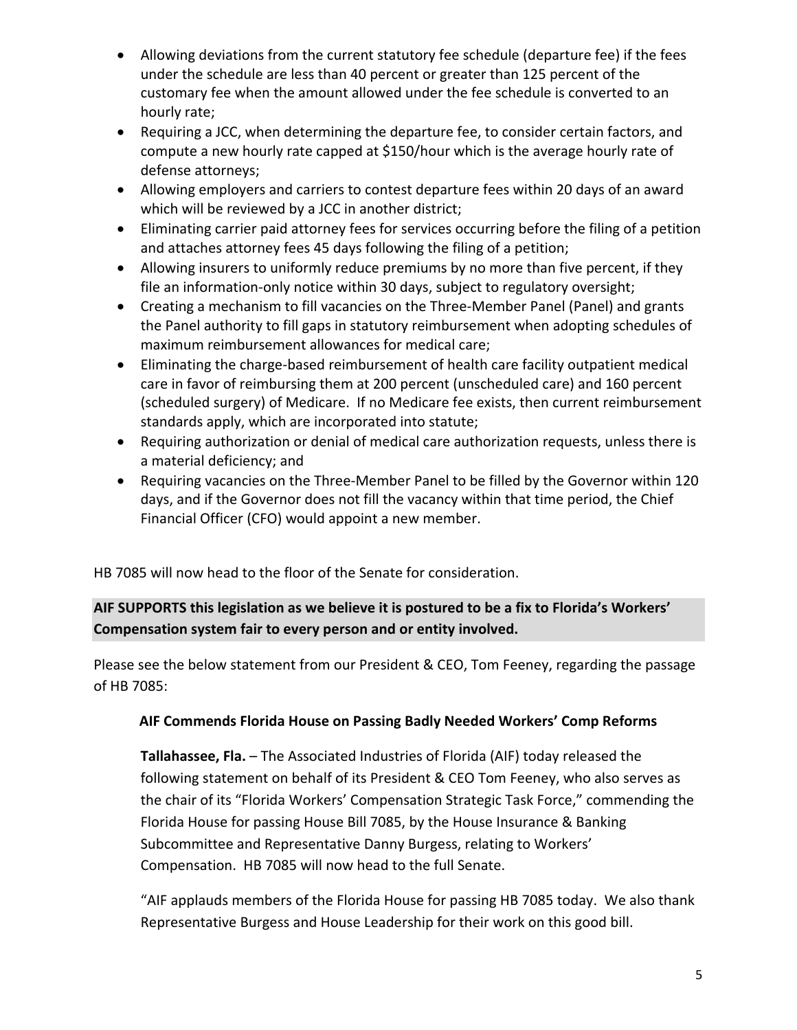- Allowing deviations from the current statutory fee schedule (departure fee) if the fees under the schedule are less than 40 percent or greater than 125 percent of the customary fee when the amount allowed under the fee schedule is converted to an hourly rate;
- Requiring a JCC, when determining the departure fee, to consider certain factors, and compute a new hourly rate capped at $150/hour which is the average hourly rate of defense attorneys;
- Allowing employers and carriers to contest departure fees within 20 days of an award which will be reviewed by a JCC in another district;
- Eliminating carrier paid attorney fees for services occurring before the filing of a petition and attaches attorney fees 45 days following the filing of a petition;
- Allowing insurers to uniformly reduce premiums by no more than five percent, if they file an information-only notice within 30 days, subject to regulatory oversight;
- Creating a mechanism to fill vacancies on the Three-Member Panel (Panel) and grants the Panel authority to fill gaps in statutory reimbursement when adopting schedules of maximum reimbursement allowances for medical care;
- Eliminating the charge-based reimbursement of health care facility outpatient medical care in favor of reimbursing them at 200 percent (unscheduled care) and 160 percent (scheduled surgery) of Medicare. If no Medicare fee exists, then current reimbursement standards apply, which are incorporated into statute;
- Requiring authorization or denial of medical care authorization requests, unless there is a material deficiency; and
- Requiring vacancies on the Three-Member Panel to be filled by the Governor within 120 days, and if the Governor does not fill the vacancy within that time period, the Chief Financial Officer (CFO) would appoint a new member.

HB 7085 will now head to the floor of the Senate for consideration.

**AIF SUPPORTS this legislation as we believe it is postured to be a fix to Florida's Workers' Compensation system fair to every person and or entity involved.**

Please see the below statement from our President & CEO, Tom Feeney, regarding the passage of HB 7085:

**AIF Commends Florida House on Passing Badly Needed Workers' Comp Reforms**

**Tallahassee, Fla.** – The Associated Industries of Florida (AIF) today released the following statement on behalf of its President & CEO Tom Feeney, who also serves as the chair of its "Florida Workers' Compensation Strategic Task Force," commending the Florida House for passing House Bill 7085, by the House Insurance & Banking Subcommittee and Representative Danny Burgess, relating to Workers' Compensation. HB 7085 will now head to the full Senate.

"AIF applauds members of the Florida House for passing HB 7085 today. We also thank Representative Burgess and House Leadership for their work on this good bill.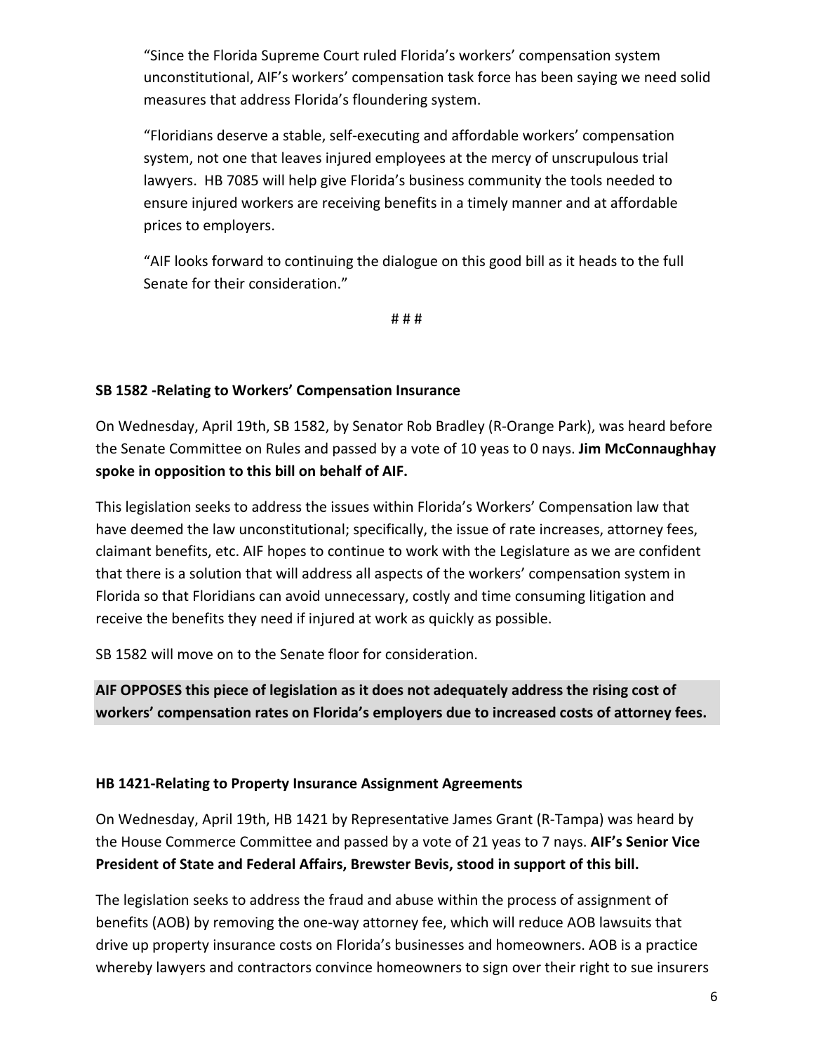"Since the Florida Supreme Court ruled Florida's workers' compensation system unconstitutional, AIF's workers' compensation task force has been saying we need solid measures that address Florida's floundering system.

"Floridians deserve a stable, self-executing and affordable workers' compensation system, not one that leaves injured employees at the mercy of unscrupulous trial lawyers. HB 7085 will help give Florida's business community the tools needed to ensure injured workers are receiving benefits in a timely manner and at affordable prices to employers.

"AIF looks forward to continuing the dialogue on this good bill as it heads to the full Senate for their consideration."

# # #

**SB 1582 -Relating to Workers' Compensation Insurance**

On Wednesday, April 19th, SB 1582, by Senator Rob Bradley (R-Orange Park), was heard before the Senate Committee on Rules and passed by a vote of 10 yeas to 0 nays. **Jim McConnaughhay spoke in opposition to this bill on behalf of AIF.**

This legislation seeks to address the issues within Florida's Workers' Compensation law that have deemed the law unconstitutional; specifically, the issue of rate increases, attorney fees, claimant benefits, etc. AIF hopes to continue to work with the Legislature as we are confident that there is a solution that will address all aspects of the workers' compensation system in Florida so that Floridians can avoid unnecessary, costly and time consuming litigation and receive the benefits they need if injured at work as quickly as possible.

SB 1582 will move on to the Senate floor for consideration.

**AIF OPPOSES this piece of legislation as it does not adequately address the rising cost of workers' compensation rates on Florida's employers due to increased costs of attorney fees.**

**HB 1421-Relating to Property Insurance Assignment Agreements**

On Wednesday, April 19th, HB 1421 by Representative James Grant (R-Tampa) was heard by the House Commerce Committee and passed by a vote of 21 yeas to 7 nays. **AIF's Senior Vice President of State and Federal Affairs, Brewster Bevis, stood in support of this bill.**

The legislation seeks to address the fraud and abuse within the process of assignment of benefits (AOB) by removing the one-way attorney fee, which will reduce AOB lawsuits that drive up property insurance costs on Florida's businesses and homeowners. AOB is a practice whereby lawyers and contractors convince homeowners to sign over their right to sue insurers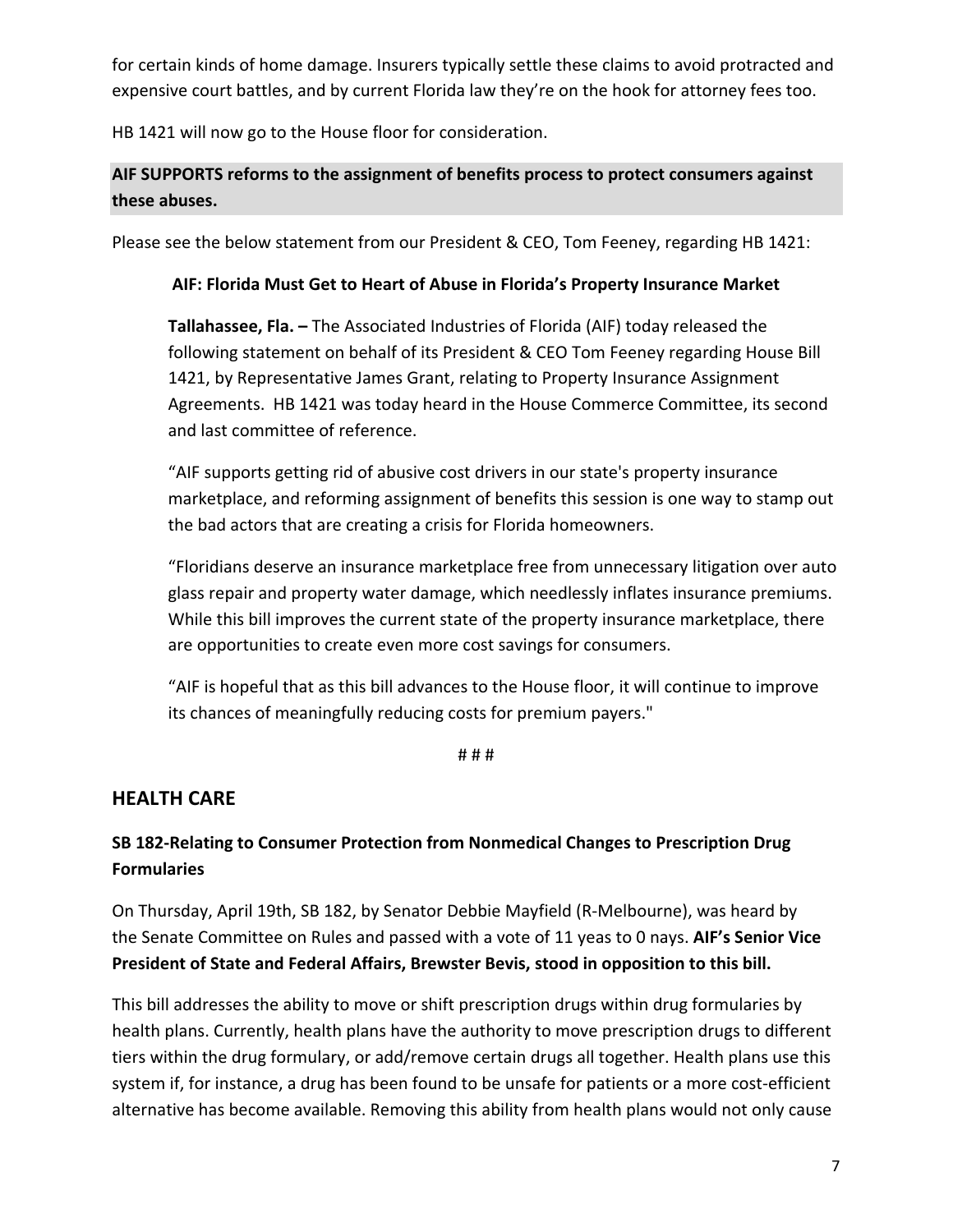for certain kinds of home damage. Insurers typically settle these claims to avoid protracted and expensive court battles, and by current Florida law they're on the hook for attorney fees too.

HB 1421 will now go to the House floor for consideration.

**AIF SUPPORTS reforms to the assignment of benefits process to protect consumers against these abuses.**

Please see the below statement from our President & CEO, Tom Feeney, regarding HB 1421:

> **AIF: Florida Must Get to Heart of Abuse in Florida's Property Insurance Market**
>
> **Tallahassee, Fla. –** The Associated Industries of Florida (AIF) today released the following statement on behalf of its President & CEO Tom Feeney regarding House Bill 1421, by Representative James Grant, relating to Property Insurance Assignment Agreements. HB 1421 was today heard in the House Commerce Committee, its second and last committee of reference.
>
> "AIF supports getting rid of abusive cost drivers in our state's property insurance marketplace, and reforming assignment of benefits this session is one way to stamp out the bad actors that are creating a crisis for Florida homeowners.
>
> "Floridians deserve an insurance marketplace free from unnecessary litigation over auto glass repair and property water damage, which needlessly inflates insurance premiums. While this bill improves the current state of the property insurance marketplace, there are opportunities to create even more cost savings for consumers.
>
> "AIF is hopeful that as this bill advances to the House floor, it will continue to improve its chances of meaningfully reducing costs for premium payers."
>
> # # #

## HEALTH CARE

### SB 182-Relating to Consumer Protection from Nonmedical Changes to Prescription Drug Formularies

On Thursday, April 19th, SB 182, by Senator Debbie Mayfield (R-Melbourne), was heard by the Senate Committee on Rules and passed with a vote of 11 yeas to 0 nays. **AIF's Senior Vice President of State and Federal Affairs, Brewster Bevis, stood in opposition to this bill.**

This bill addresses the ability to move or shift prescription drugs within drug formularies by health plans. Currently, health plans have the authority to move prescription drugs to different tiers within the drug formulary, or add/remove certain drugs all together. Health plans use this system if, for instance, a drug has been found to be unsafe for patients or a more cost-efficient alternative has become available. Removing this ability from health plans would not only cause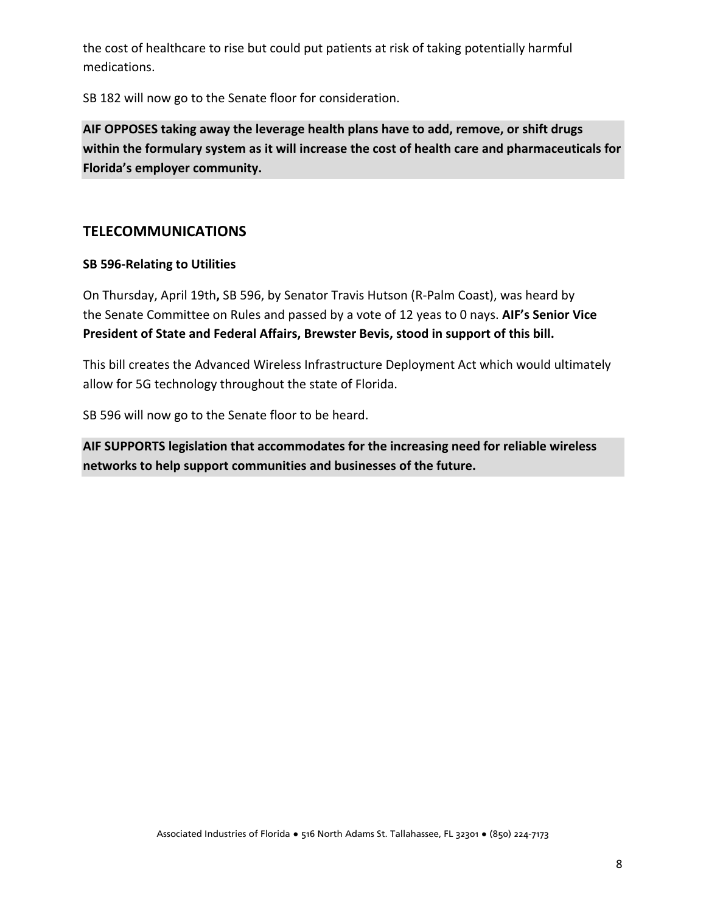the cost of healthcare to rise but could put patients at risk of taking potentially harmful medications.

SB 182 will now go to the Senate floor for consideration.

**AIF OPPOSES taking away the leverage health plans have to add, remove, or shift drugs within the formulary system as it will increase the cost of health care and pharmaceuticals for Florida's employer community.**

## TELECOMMUNICATIONS

**SB 596-Relating to Utilities**

On Thursday, April 19th**,** SB 596, by Senator Travis Hutson (R-Palm Coast), was heard by the Senate Committee on Rules and passed by a vote of 12 yeas to 0 nays. **AIF's Senior Vice President of State and Federal Affairs, Brewster Bevis, stood in support of this bill.**

This bill creates the Advanced Wireless Infrastructure Deployment Act which would ultimately allow for 5G technology throughout the state of Florida.

SB 596 will now go to the Senate floor to be heard.

**AIF SUPPORTS legislation that accommodates for the increasing need for reliable wireless networks to help support communities and businesses of the future.**

Associated Industries of Florida ● 516 North Adams St. Tallahassee, FL 32301 ● (850) 224-7173